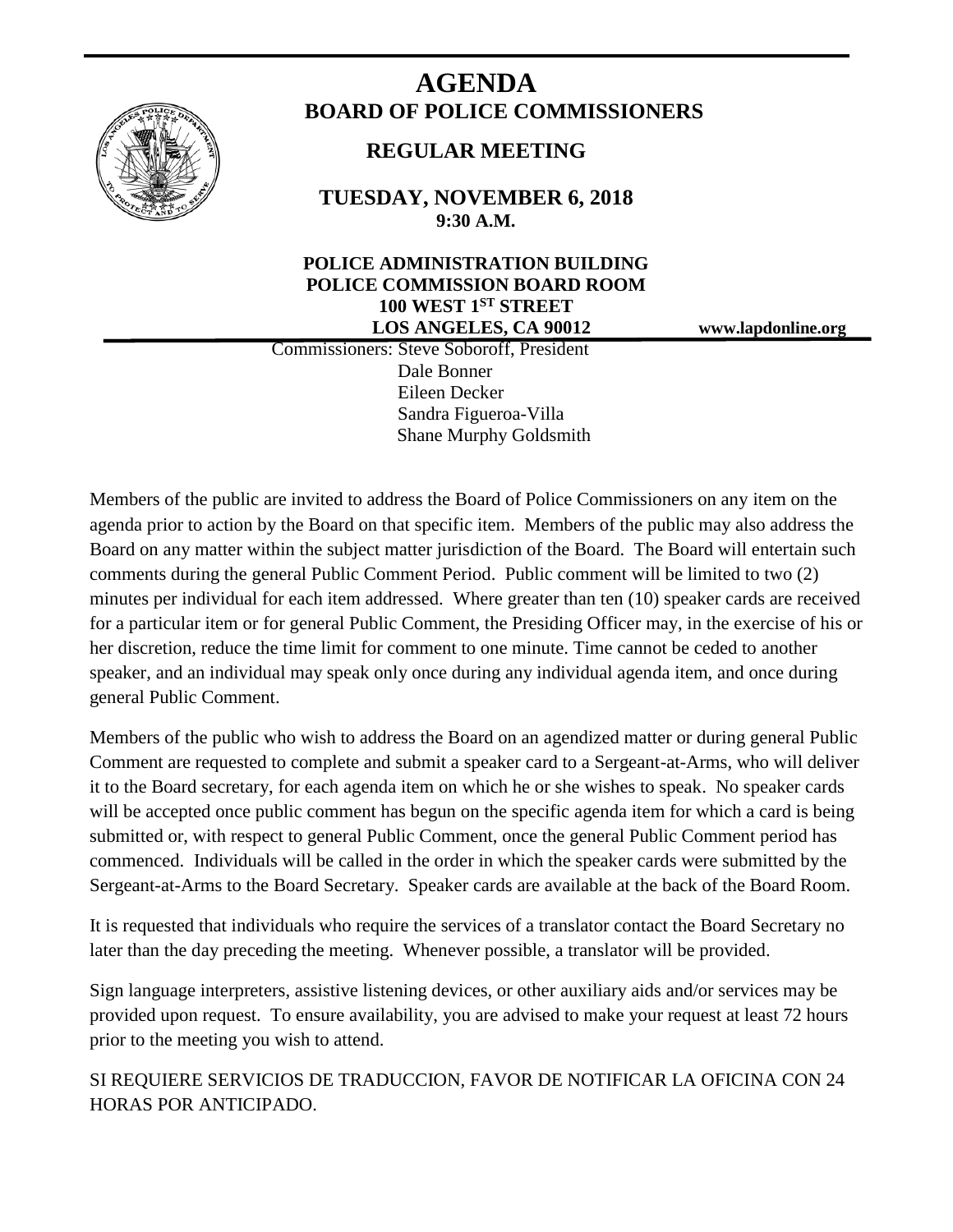# AGENDA

## BOARD OF POLICE COMMISSIONERS

### REGULAR MEETING

**TUESDAY, NOVEMBER 6, 2018**
**9:30 A.M.**

**POLICE ADMINISTRATION BUILDING**
**POLICE COMMISSION BOARD ROOM**
**100 WEST 1ST STREET**
**LOS ANGELES, CA 90012**

**www.lapdonline.org**

Commissioners: Steve Soboroff, President
Dale Bonner
Eileen Decker
Sandra Figueroa-Villa
Shane Murphy Goldsmith

Members of the public are invited to address the Board of Police Commissioners on any item on the agenda prior to action by the Board on that specific item. Members of the public may also address the Board on any matter within the subject matter jurisdiction of the Board. The Board will entertain such comments during the general Public Comment Period. Public comment will be limited to two (2) minutes per individual for each item addressed. Where greater than ten (10) speaker cards are received for a particular item or for general Public Comment, the Presiding Officer may, in the exercise of his or her discretion, reduce the time limit for comment to one minute. Time cannot be ceded to another speaker, and an individual may speak only once during any individual agenda item, and once during general Public Comment.

Members of the public who wish to address the Board on an agendized matter or during general Public Comment are requested to complete and submit a speaker card to a Sergeant-at-Arms, who will deliver it to the Board secretary, for each agenda item on which he or she wishes to speak. No speaker cards will be accepted once public comment has begun on the specific agenda item for which a card is being submitted or, with respect to general Public Comment, once the general Public Comment period has commenced. Individuals will be called in the order in which the speaker cards were submitted by the Sergeant-at-Arms to the Board Secretary. Speaker cards are available at the back of the Board Room.

It is requested that individuals who require the services of a translator contact the Board Secretary no later than the day preceding the meeting. Whenever possible, a translator will be provided.

Sign language interpreters, assistive listening devices, or other auxiliary aids and/or services may be provided upon request. To ensure availability, you are advised to make your request at least 72 hours prior to the meeting you wish to attend.

SI REQUIERE SERVICIOS DE TRADUCCION, FAVOR DE NOTIFICAR LA OFICINA CON 24 HORAS POR ANTICIPADO.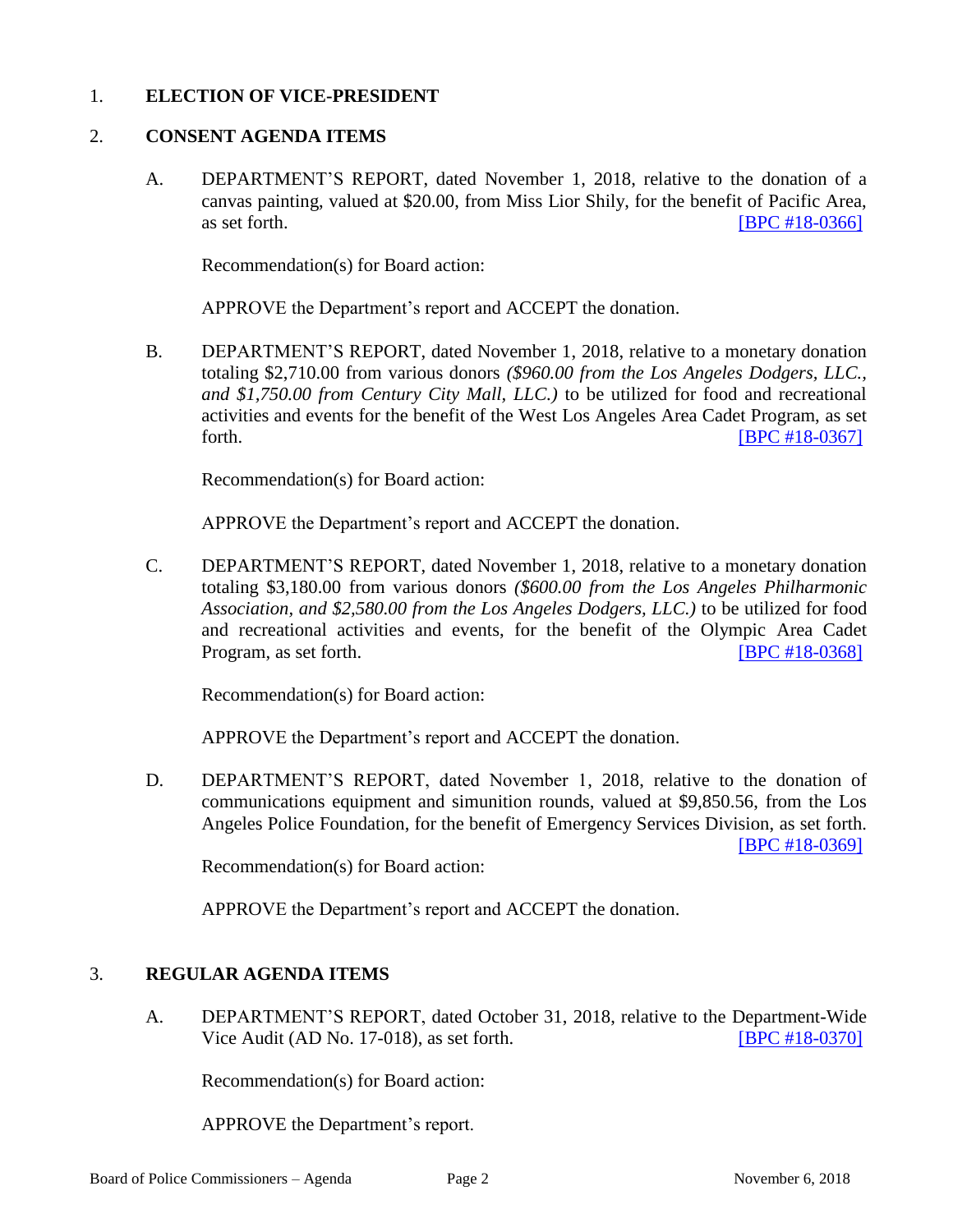1. **ELECTION OF VICE-PRESIDENT**

2. **CONSENT AGENDA ITEMS**

   A. DEPARTMENT'S REPORT, dated November 1, 2018, relative to the donation of a canvas painting, valued at $20.00, from Miss Lior Shily, for the benefit of Pacific Area, as set forth. [BPC #18-0366]

   Recommendation(s) for Board action:

   APPROVE the Department's report and ACCEPT the donation.

   B. DEPARTMENT'S REPORT, dated November 1, 2018, relative to a monetary donation totaling $2,710.00 from various donors *($960.00 from the Los Angeles Dodgers, LLC., and $1,750.00 from Century City Mall, LLC.)* to be utilized for food and recreational activities and events for the benefit of the West Los Angeles Area Cadet Program, as set forth. [BPC #18-0367]

   Recommendation(s) for Board action:

   APPROVE the Department's report and ACCEPT the donation.

   C. DEPARTMENT'S REPORT, dated November 1, 2018, relative to a monetary donation totaling $3,180.00 from various donors *($600.00 from the Los Angeles Philharmonic Association, and $2,580.00 from the Los Angeles Dodgers, LLC.)* to be utilized for food and recreational activities and events, for the benefit of the Olympic Area Cadet Program, as set forth. [BPC #18-0368]

   Recommendation(s) for Board action:

   APPROVE the Department's report and ACCEPT the donation.

   D. DEPARTMENT'S REPORT, dated November 1, 2018, relative to the donation of communications equipment and simunition rounds, valued at $9,850.56, from the Los Angeles Police Foundation, for the benefit of Emergency Services Division, as set forth. [BPC #18-0369]

   Recommendation(s) for Board action:

   APPROVE the Department's report and ACCEPT the donation.

3. **REGULAR AGENDA ITEMS**

   A. DEPARTMENT'S REPORT, dated October 31, 2018, relative to the Department-Wide Vice Audit (AD No. 17-018), as set forth. [BPC #18-0370]

   Recommendation(s) for Board action:

   APPROVE the Department's report.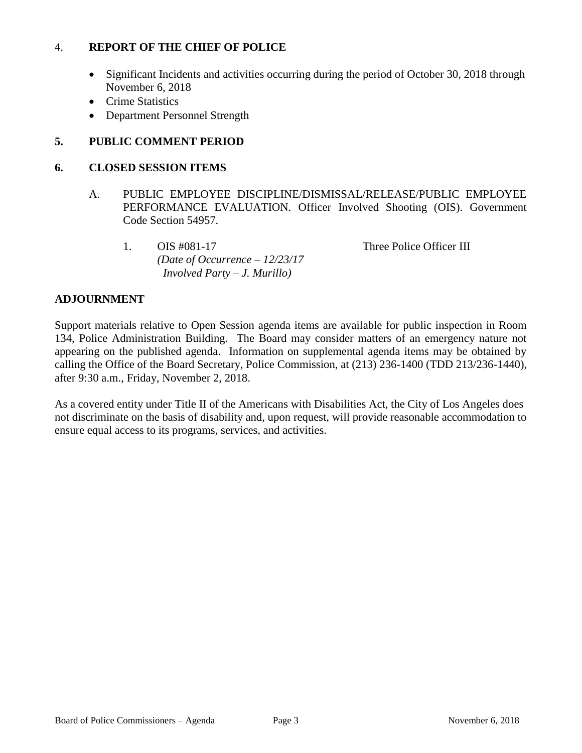4. **REPORT OF THE CHIEF OF POLICE**

- Significant Incidents and activities occurring during the period of October 30, 2018 through November 6, 2018
- Crime Statistics
- Department Personnel Strength

**5. PUBLIC COMMENT PERIOD**

**6. CLOSED SESSION ITEMS**

A. PUBLIC EMPLOYEE DISCIPLINE/DISMISSAL/RELEASE/PUBLIC EMPLOYEE PERFORMANCE EVALUATION. Officer Involved Shooting (OIS). Government Code Section 54957.

1. OIS #081-17 — Three Police Officer III
   *(Date of Occurrence – 12/23/17*
   *Involved Party – J. Murillo)*

**ADJOURNMENT**

Support materials relative to Open Session agenda items are available for public inspection in Room 134, Police Administration Building. The Board may consider matters of an emergency nature not appearing on the published agenda. Information on supplemental agenda items may be obtained by calling the Office of the Board Secretary, Police Commission, at (213) 236-1400 (TDD 213/236-1440), after 9:30 a.m., Friday, November 2, 2018.

As a covered entity under Title II of the Americans with Disabilities Act, the City of Los Angeles does not discriminate on the basis of disability and, upon request, will provide reasonable accommodation to ensure equal access to its programs, services, and activities.